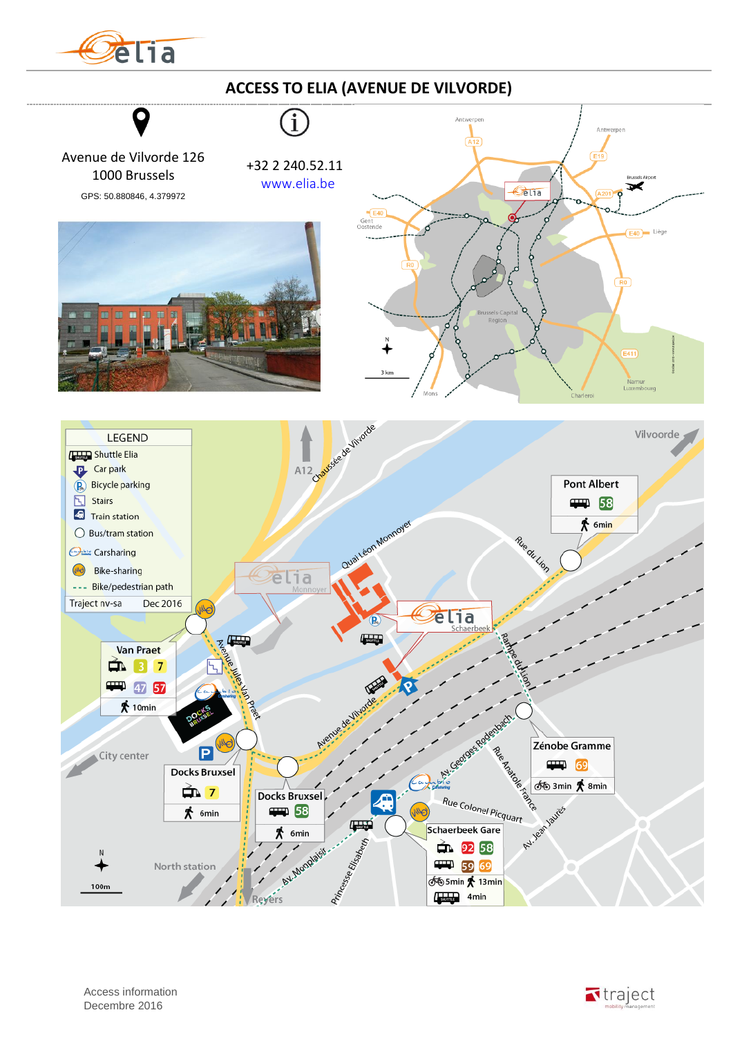# ACCESS TO ELIA (AVENUE DE VILVORDE)

Avenue de Vilvorde 126
1000 Brussels

GPS: 50.880846, 4.379972

+32 2 240.52.11
www.elia.be

**LEGEND**

- Shuttle Elia
- Car park
- Bicycle parking
- Stairs
- Train station
- Bus/tram station
- Carsharing
- Bike-sharing
- Bike/pedestrian path

Traject nv-sa Dec 2016

**Van Praet**
Tram 3, 7
Bus 47, 57
10min

**Pont Albert**
Bus 58
6min

**Docks Bruxsel**
Tram 7
6min

**Docks Bruxsel**
Bus 58
6min

**Zénobe Gramme**
Bus 69
3min, 8min

**Schaerbeek Gare**
Tram 92, 58
Bus 59, 69
5min, 13min
Shuttle 4min

Access information
Decembre 2016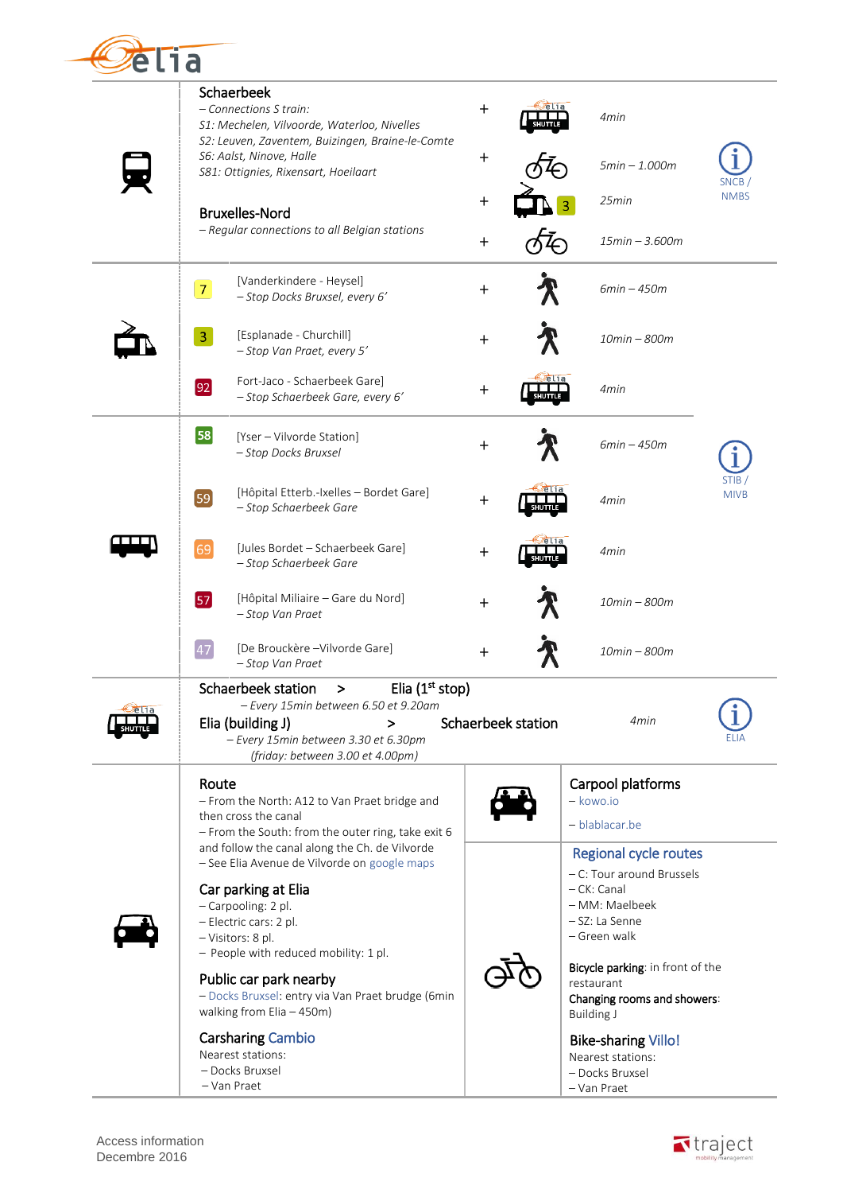## Schaerbeek

*– Connections S train:*
*S1: Mechelen, Vilvoorde, Waterloo, Nivelles*
*S2: Leuven, Zaventem, Buizingen, Braine-le-Comte*
*S6: Aalst, Ninove, Halle*
*S81: Ottignies, Rixensart, Hoeilaart*

| | | |
|---|---|---|
| + | SHUTTLE | *4min* |
| + | Bike | *5min – 1.000m* |
| + | Tram 3 | *25min* |

SNCB / NMBS

## Bruxelles-Nord

*– Regular connections to all Belgian stations*

| | | |
|---|---|---|
| + | Bike | *15min – 3.600m* |

| Line | Route | | | |
|---|---|---|---|---|
| 7 | [Vanderkindere - Heysel] *– Stop Docks Bruxsel, every 6'* | + | Walk | *6min – 450m* |
| 3 | [Esplanade - Churchill] *– Stop Van Praet, every 5'* | + | Walk | *10min – 800m* |
| 92 | Fort-Jaco - Schaerbeek Gare] *– Stop Schaerbeek Gare, every 6'* | + | SHUTTLE | *4min* |
| 58 | [Yser – Vilvorde Station] *– Stop Docks Bruxsel* | + | Walk | *6min – 450m* |
| 59 | [Hôpital Etterb.-Ixelles – Bordet Gare] *– Stop Schaerbeek Gare* | + | SHUTTLE | *4min* |
| 69 | [Jules Bordet – Schaerbeek Gare] *– Stop Schaerbeek Gare* | + | SHUTTLE | *4min* |
| 57 | [Hôpital Miliaire – Gare du Nord] *– Stop Van Praet* | + | Walk | *10min – 800m* |
| 47 | [De Brouckère –Vilvorde Gare] *– Stop Van Praet* | + | Walk | *10min – 800m* |

STIB / MIVB

## Shuttle

Schaerbeek station > Elia (1st stop)
*– Every 15min between 6.50 et 9.20am*

Elia (building J) > Schaerbeek station — *4min*
*– Every 15min between 3.30 et 6.30pm*
*(friday: between 3.00 et 4.00pm)*

ELIA

## Route

– From the North: A12 to Van Praet bridge and then cross the canal
– From the South: from the outer ring, take exit 6 and follow the canal along the Ch. de Vilvorde
– See Elia Avenue de Vilvorde on google maps

## Car parking at Elia

– Carpooling: 2 pl.
– Electric cars: 2 pl.
– Visitors: 8 pl.
– People with reduced mobility: 1 pl.

## Public car park nearby

– Docks Bruxsel: entry via Van Praet brudge (6min walking from Elia – 450m)

## Carsharing Cambio

Nearest stations:
– Docks Bruxsel
– Van Praet

## Carpool platforms

– kowo.io
– blablacar.be

## Regional cycle routes

– C: Tour around Brussels
– CK: Canal
– MM: Maelbeek
– SZ: La Senne
– Green walk

**Bicycle parking**: in front of the restaurant
**Changing rooms and showers**: Building J

## Bike-sharing Villo!

Nearest stations:
– Docks Bruxsel
– Van Praet

Access information
Decembre 2016